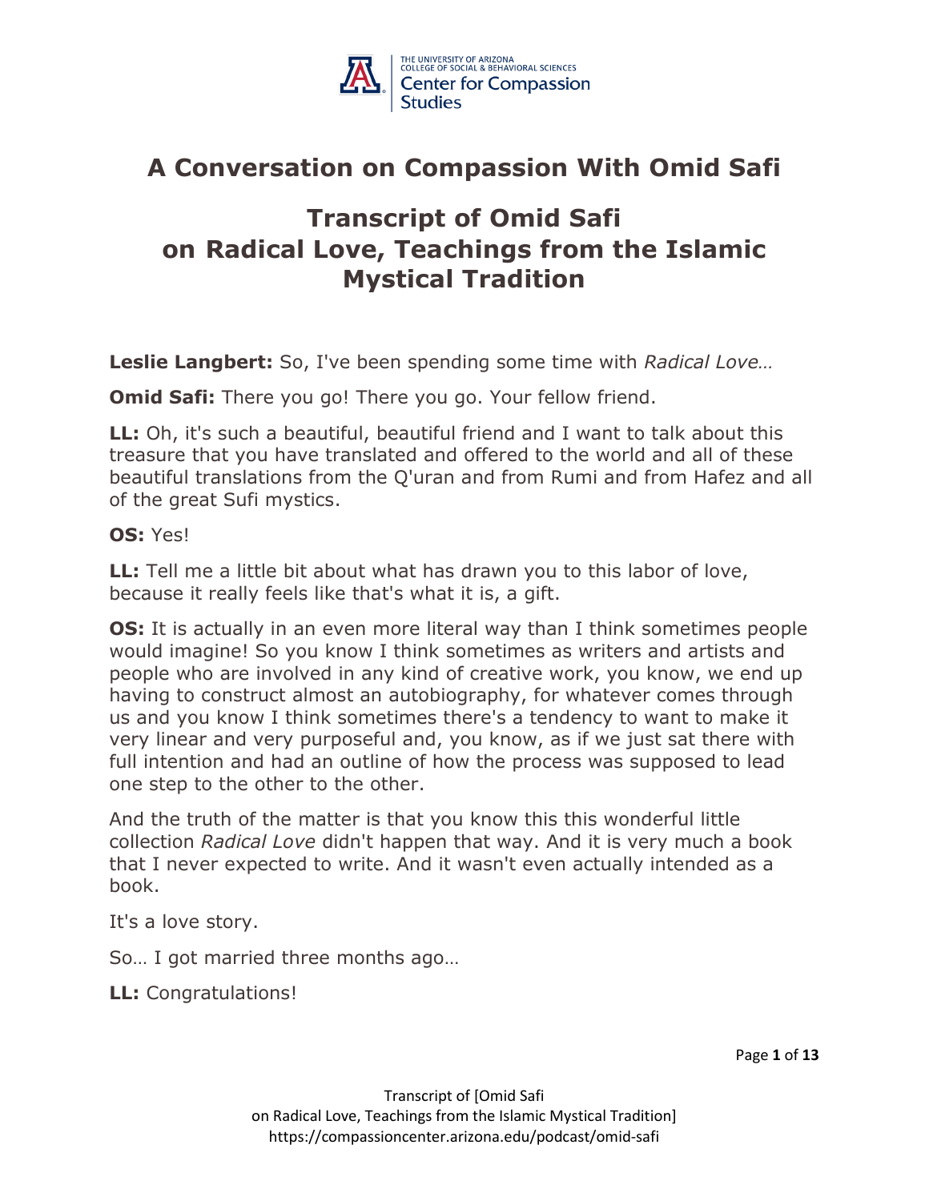# A Conversation on Compassion With Omid Safi

## Transcript of Omid Safi on Radical Love, Teachings from the Islamic Mystical Tradition

**Leslie Langbert:** So, I've been spending some time with *Radical Love…*

**Omid Safi:** There you go! There you go. Your fellow friend.

**LL:** Oh, it's such a beautiful, beautiful friend and I want to talk about this treasure that you have translated and offered to the world and all of these beautiful translations from the Q'uran and from Rumi and from Hafez and all of the great Sufi mystics.

**OS:** Yes!

**LL:** Tell me a little bit about what has drawn you to this labor of love, because it really feels like that's what it is, a gift.

**OS:** It is actually in an even more literal way than I think sometimes people would imagine! So you know I think sometimes as writers and artists and people who are involved in any kind of creative work, you know, we end up having to construct almost an autobiography, for whatever comes through us and you know I think sometimes there's a tendency to want to make it very linear and very purposeful and, you know, as if we just sat there with full intention and had an outline of how the process was supposed to lead one step to the other to the other.

And the truth of the matter is that you know this this wonderful little collection *Radical Love* didn't happen that way. And it is very much a book that I never expected to write. And it wasn't even actually intended as a book.

It's a love story.

So… I got married three months ago…

**LL:** Congratulations!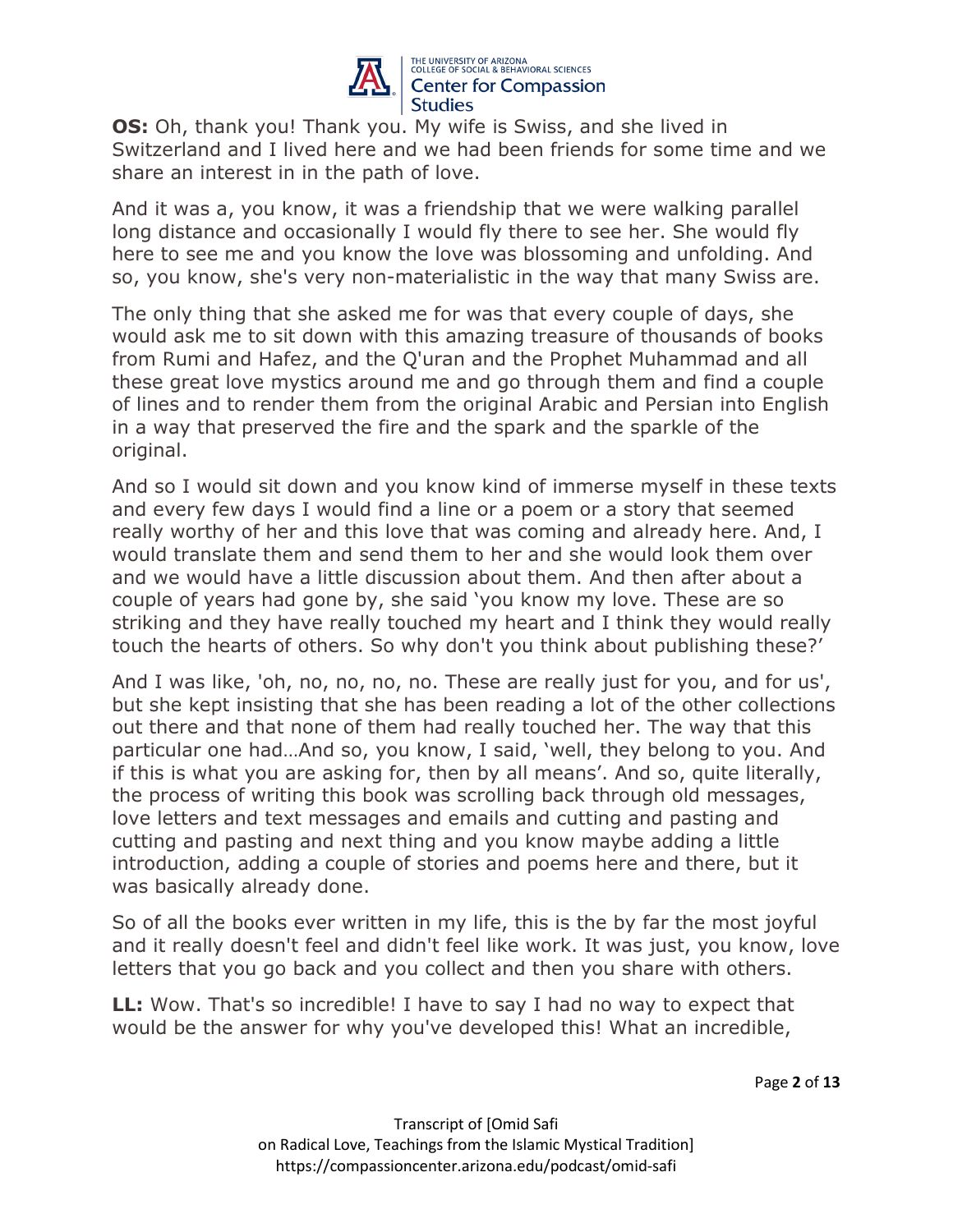**OS:** Oh, thank you! Thank you. My wife is Swiss, and she lived in Switzerland and I lived here and we had been friends for some time and we share an interest in in the path of love.

And it was a, you know, it was a friendship that we were walking parallel long distance and occasionally I would fly there to see her. She would fly here to see me and you know the love was blossoming and unfolding. And so, you know, she's very non-materialistic in the way that many Swiss are.

The only thing that she asked me for was that every couple of days, she would ask me to sit down with this amazing treasure of thousands of books from Rumi and Hafez, and the Q'uran and the Prophet Muhammad and all these great love mystics around me and go through them and find a couple of lines and to render them from the original Arabic and Persian into English in a way that preserved the fire and the spark and the sparkle of the original.

And so I would sit down and you know kind of immerse myself in these texts and every few days I would find a line or a poem or a story that seemed really worthy of her and this love that was coming and already here. And, I would translate them and send them to her and she would look them over and we would have a little discussion about them. And then after about a couple of years had gone by, she said 'you know my love. These are so striking and they have really touched my heart and I think they would really touch the hearts of others. So why don't you think about publishing these?'

And I was like, 'oh, no, no, no, no. These are really just for you, and for us', but she kept insisting that she has been reading a lot of the other collections out there and that none of them had really touched her. The way that this particular one had…And so, you know, I said, 'well, they belong to you. And if this is what you are asking for, then by all means'. And so, quite literally, the process of writing this book was scrolling back through old messages, love letters and text messages and emails and cutting and pasting and cutting and pasting and next thing and you know maybe adding a little introduction, adding a couple of stories and poems here and there, but it was basically already done.

So of all the books ever written in my life, this is the by far the most joyful and it really doesn't feel and didn't feel like work. It was just, you know, love letters that you go back and you collect and then you share with others.

**LL:** Wow. That's so incredible! I have to say I had no way to expect that would be the answer for why you've developed this! What an incredible,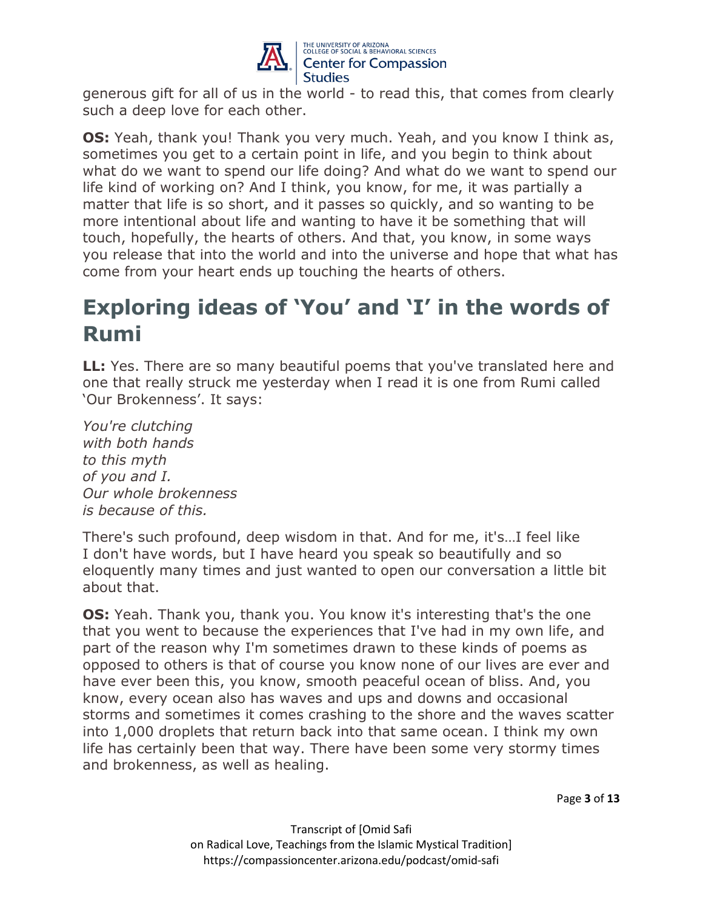generous gift for all of us in the world - to read this, that comes from clearly such a deep love for each other.

**OS:** Yeah, thank you! Thank you very much. Yeah, and you know I think as, sometimes you get to a certain point in life, and you begin to think about what do we want to spend our life doing? And what do we want to spend our life kind of working on? And I think, you know, for me, it was partially a matter that life is so short, and it passes so quickly, and so wanting to be more intentional about life and wanting to have it be something that will touch, hopefully, the hearts of others. And that, you know, in some ways you release that into the world and into the universe and hope that what has come from your heart ends up touching the hearts of others.

## Exploring ideas of 'You' and 'I' in the words of Rumi

**LL:** Yes. There are so many beautiful poems that you've translated here and one that really struck me yesterday when I read it is one from Rumi called 'Our Brokenness'. It says:

*You're clutching*
*with both hands*
*to this myth*
*of you and I.*
*Our whole brokenness*
*is because of this.*

There's such profound, deep wisdom in that. And for me, it's…I feel like I don't have words, but I have heard you speak so beautifully and so eloquently many times and just wanted to open our conversation a little bit about that.

**OS:** Yeah. Thank you, thank you. You know it's interesting that's the one that you went to because the experiences that I've had in my own life, and part of the reason why I'm sometimes drawn to these kinds of poems as opposed to others is that of course you know none of our lives are ever and have ever been this, you know, smooth peaceful ocean of bliss. And, you know, every ocean also has waves and ups and downs and occasional storms and sometimes it comes crashing to the shore and the waves scatter into 1,000 droplets that return back into that same ocean. I think my own life has certainly been that way. There have been some very stormy times and brokenness, as well as healing.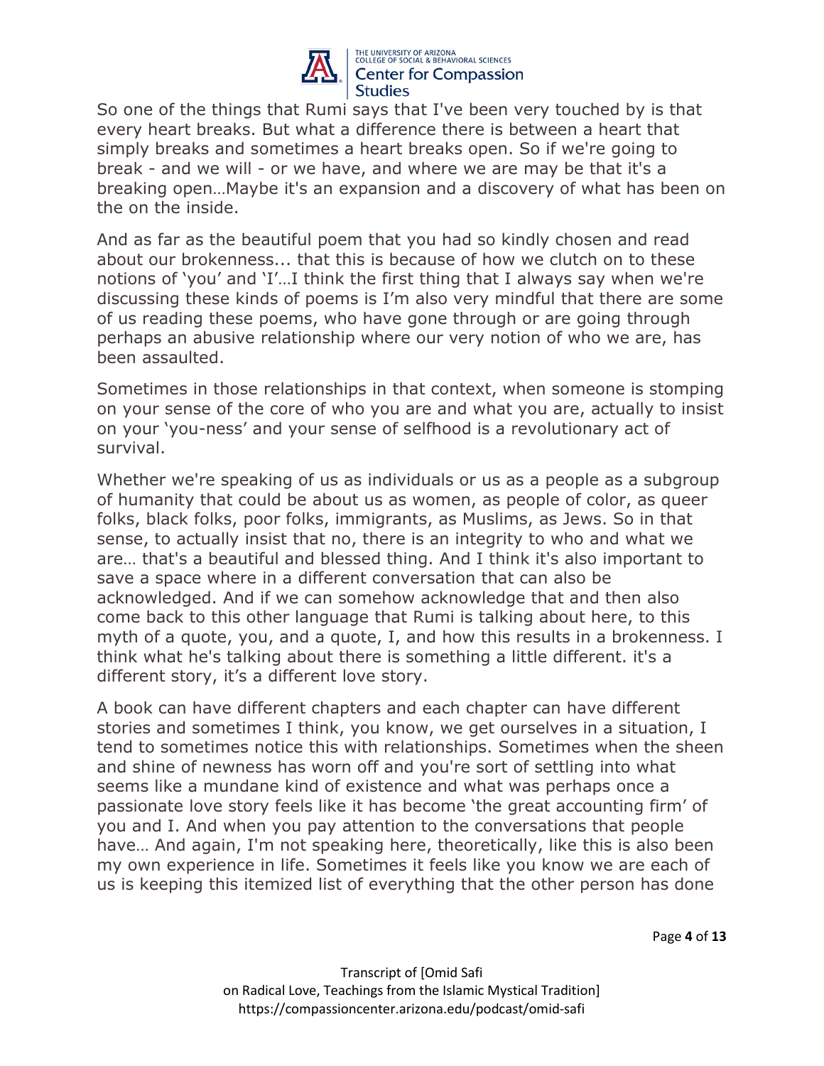So one of the things that Rumi says that I've been very touched by is that every heart breaks. But what a difference there is between a heart that simply breaks and sometimes a heart breaks open. So if we're going to break - and we will - or we have, and where we are may be that it's a breaking open…Maybe it's an expansion and a discovery of what has been on the on the inside.

And as far as the beautiful poem that you had so kindly chosen and read about our brokenness... that this is because of how we clutch on to these notions of 'you' and 'I'…I think the first thing that I always say when we're discussing these kinds of poems is I'm also very mindful that there are some of us reading these poems, who have gone through or are going through perhaps an abusive relationship where our very notion of who we are, has been assaulted.

Sometimes in those relationships in that context, when someone is stomping on your sense of the core of who you are and what you are, actually to insist on your 'you-ness' and your sense of selfhood is a revolutionary act of survival.

Whether we're speaking of us as individuals or us as a people as a subgroup of humanity that could be about us as women, as people of color, as queer folks, black folks, poor folks, immigrants, as Muslims, as Jews. So in that sense, to actually insist that no, there is an integrity to who and what we are… that's a beautiful and blessed thing. And I think it's also important to save a space where in a different conversation that can also be acknowledged. And if we can somehow acknowledge that and then also come back to this other language that Rumi is talking about here, to this myth of a quote, you, and a quote, I, and how this results in a brokenness. I think what he's talking about there is something a little different. it's a different story, it's a different love story.

A book can have different chapters and each chapter can have different stories and sometimes I think, you know, we get ourselves in a situation, I tend to sometimes notice this with relationships. Sometimes when the sheen and shine of newness has worn off and you're sort of settling into what seems like a mundane kind of existence and what was perhaps once a passionate love story feels like it has become 'the great accounting firm' of you and I. And when you pay attention to the conversations that people have… And again, I'm not speaking here, theoretically, like this is also been my own experience in life. Sometimes it feels like you know we are each of us is keeping this itemized list of everything that the other person has done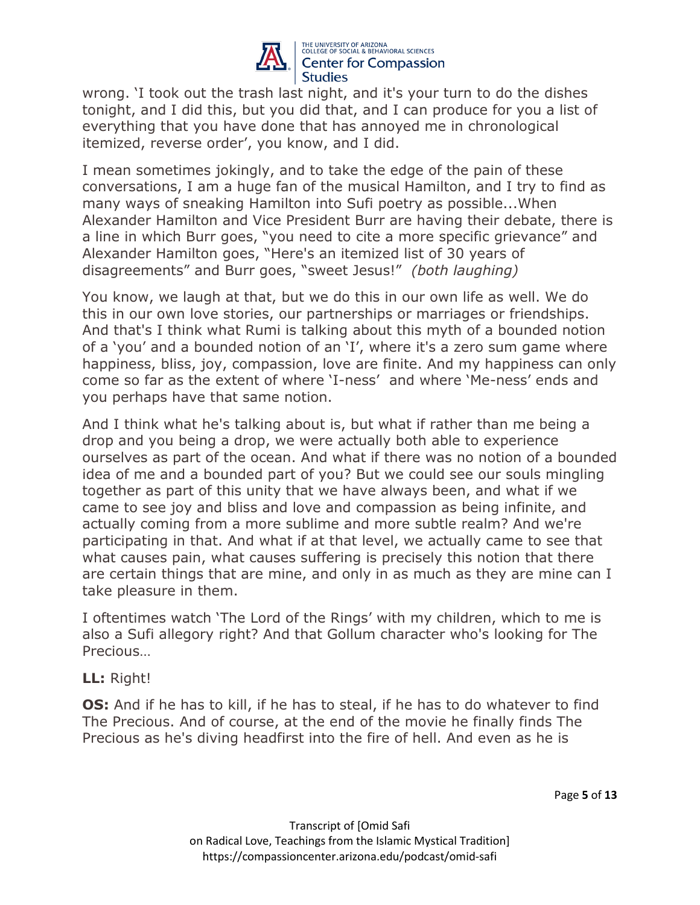wrong. 'I took out the trash last night, and it's your turn to do the dishes tonight, and I did this, but you did that, and I can produce for you a list of everything that you have done that has annoyed me in chronological itemized, reverse order', you know, and I did.

I mean sometimes jokingly, and to take the edge of the pain of these conversations, I am a huge fan of the musical Hamilton, and I try to find as many ways of sneaking Hamilton into Sufi poetry as possible...When Alexander Hamilton and Vice President Burr are having their debate, there is a line in which Burr goes, "you need to cite a more specific grievance" and Alexander Hamilton goes, "Here's an itemized list of 30 years of disagreements" and Burr goes, "sweet Jesus!" *(both laughing)*

You know, we laugh at that, but we do this in our own life as well. We do this in our own love stories, our partnerships or marriages or friendships. And that's I think what Rumi is talking about this myth of a bounded notion of a 'you' and a bounded notion of an 'I', where it's a zero sum game where happiness, bliss, joy, compassion, love are finite. And my happiness can only come so far as the extent of where 'I-ness' and where 'Me-ness' ends and you perhaps have that same notion.

And I think what he's talking about is, but what if rather than me being a drop and you being a drop, we were actually both able to experience ourselves as part of the ocean. And what if there was no notion of a bounded idea of me and a bounded part of you? But we could see our souls mingling together as part of this unity that we have always been, and what if we came to see joy and bliss and love and compassion as being infinite, and actually coming from a more sublime and more subtle realm? And we're participating in that. And what if at that level, we actually came to see that what causes pain, what causes suffering is precisely this notion that there are certain things that are mine, and only in as much as they are mine can I take pleasure in them.

I oftentimes watch 'The Lord of the Rings' with my children, which to me is also a Sufi allegory right? And that Gollum character who's looking for The Precious…

**LL:** Right!

**OS:** And if he has to kill, if he has to steal, if he has to do whatever to find The Precious. And of course, at the end of the movie he finally finds The Precious as he's diving headfirst into the fire of hell. And even as he is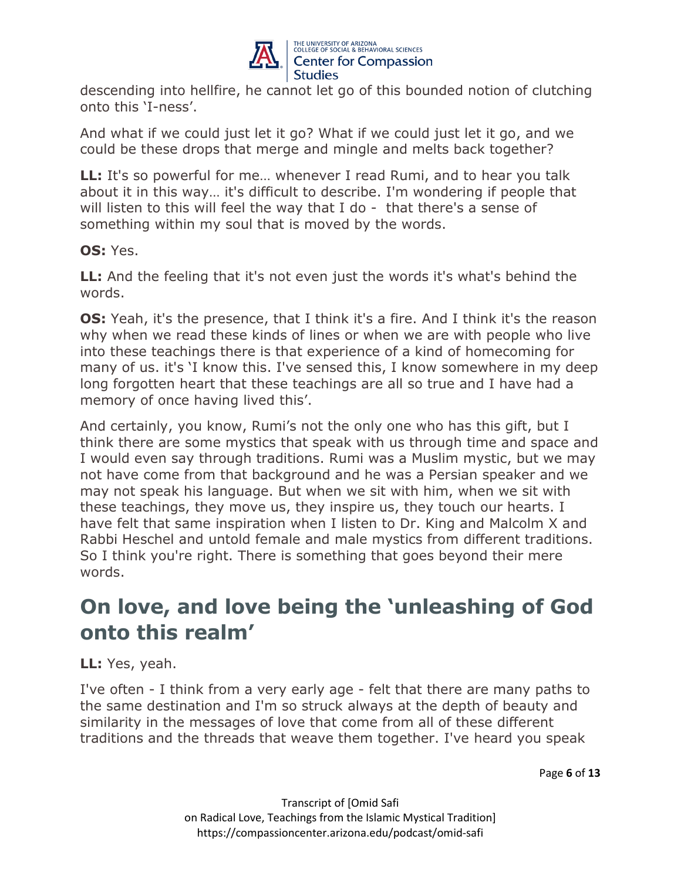descending into hellfire, he cannot let go of this bounded notion of clutching onto this 'I-ness'.

And what if we could just let it go? What if we could just let it go, and we could be these drops that merge and mingle and melts back together?

**LL:** It's so powerful for me… whenever I read Rumi, and to hear you talk about it in this way… it's difficult to describe. I'm wondering if people that will listen to this will feel the way that I do - that there's a sense of something within my soul that is moved by the words.

**OS:** Yes.

**LL:** And the feeling that it's not even just the words it's what's behind the words.

**OS:** Yeah, it's the presence, that I think it's a fire. And I think it's the reason why when we read these kinds of lines or when we are with people who live into these teachings there is that experience of a kind of homecoming for many of us. it's 'I know this. I've sensed this, I know somewhere in my deep long forgotten heart that these teachings are all so true and I have had a memory of once having lived this'.

And certainly, you know, Rumi's not the only one who has this gift, but I think there are some mystics that speak with us through time and space and I would even say through traditions. Rumi was a Muslim mystic, but we may not have come from that background and he was a Persian speaker and we may not speak his language. But when we sit with him, when we sit with these teachings, they move us, they inspire us, they touch our hearts. I have felt that same inspiration when I listen to Dr. King and Malcolm X and Rabbi Heschel and untold female and male mystics from different traditions. So I think you're right. There is something that goes beyond their mere words.

## On love, and love being the 'unleashing of God onto this realm'

**LL:** Yes, yeah.

I've often - I think from a very early age - felt that there are many paths to the same destination and I'm so struck always at the depth of beauty and similarity in the messages of love that come from all of these different traditions and the threads that weave them together. I've heard you speak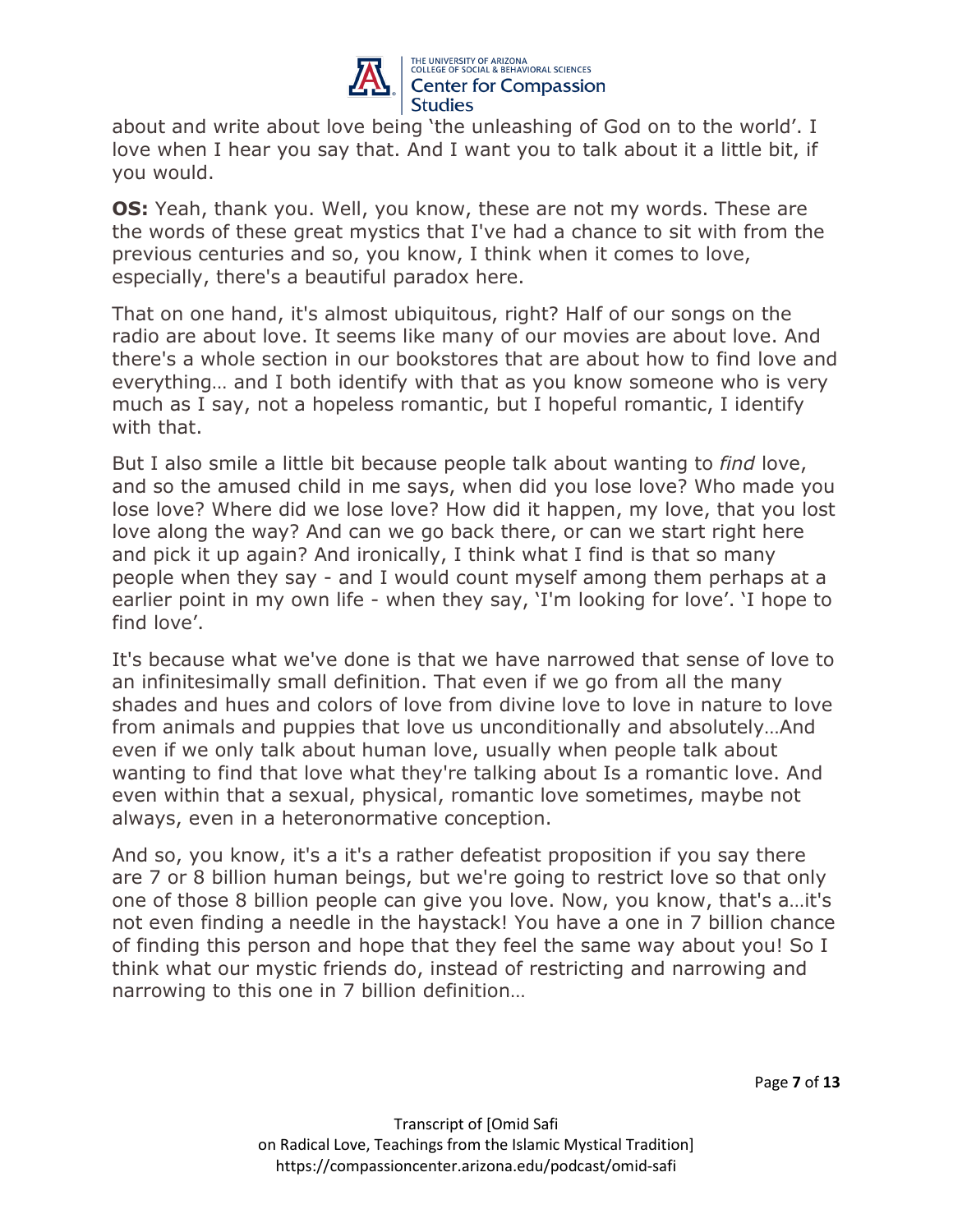about and write about love being 'the unleashing of God on to the world'. I love when I hear you say that. And I want you to talk about it a little bit, if you would.

**OS:** Yeah, thank you. Well, you know, these are not my words. These are the words of these great mystics that I've had a chance to sit with from the previous centuries and so, you know, I think when it comes to love, especially, there's a beautiful paradox here.

That on one hand, it's almost ubiquitous, right? Half of our songs on the radio are about love. It seems like many of our movies are about love. And there's a whole section in our bookstores that are about how to find love and everything… and I both identify with that as you know someone who is very much as I say, not a hopeless romantic, but I hopeful romantic, I identify with that.

But I also smile a little bit because people talk about wanting to *find* love, and so the amused child in me says, when did you lose love? Who made you lose love? Where did we lose love? How did it happen, my love, that you lost love along the way? And can we go back there, or can we start right here and pick it up again? And ironically, I think what I find is that so many people when they say - and I would count myself among them perhaps at a earlier point in my own life - when they say, 'I'm looking for love'. 'I hope to find love'.

It's because what we've done is that we have narrowed that sense of love to an infinitesimally small definition. That even if we go from all the many shades and hues and colors of love from divine love to love in nature to love from animals and puppies that love us unconditionally and absolutely…And even if we only talk about human love, usually when people talk about wanting to find that love what they're talking about Is a romantic love. And even within that a sexual, physical, romantic love sometimes, maybe not always, even in a heteronormative conception.

And so, you know, it's a it's a rather defeatist proposition if you say there are 7 or 8 billion human beings, but we're going to restrict love so that only one of those 8 billion people can give you love. Now, you know, that's a…it's not even finding a needle in the haystack! You have a one in 7 billion chance of finding this person and hope that they feel the same way about you! So I think what our mystic friends do, instead of restricting and narrowing and narrowing to this one in 7 billion definition…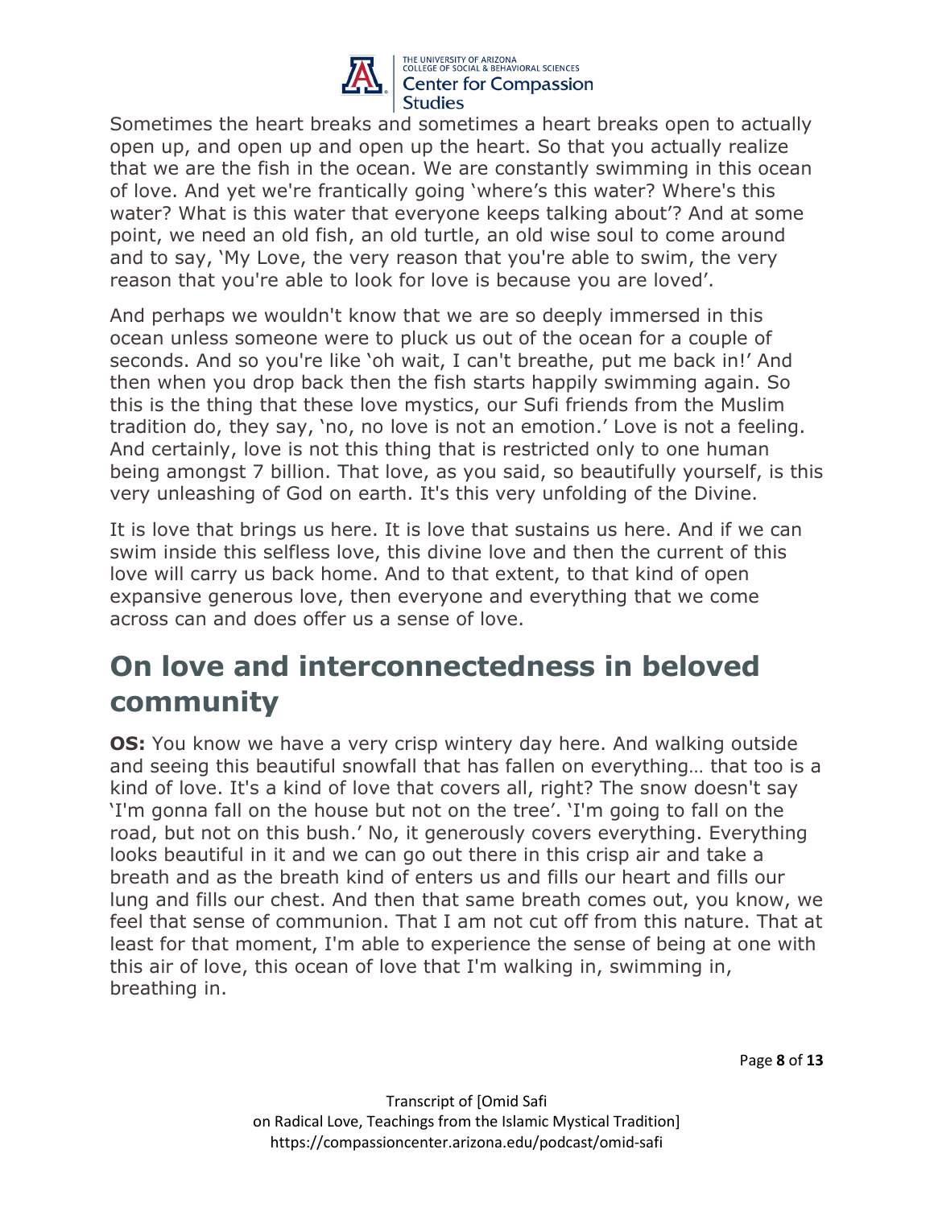Sometimes the heart breaks and sometimes a heart breaks open to actually open up, and open up and open up the heart. So that you actually realize that we are the fish in the ocean. We are constantly swimming in this ocean of love. And yet we're frantically going 'where's this water? Where's this water? What is this water that everyone keeps talking about'? And at some point, we need an old fish, an old turtle, an old wise soul to come around and to say, 'My Love, the very reason that you're able to swim, the very reason that you're able to look for love is because you are loved'.

And perhaps we wouldn't know that we are so deeply immersed in this ocean unless someone were to pluck us out of the ocean for a couple of seconds. And so you're like 'oh wait, I can't breathe, put me back in!' And then when you drop back then the fish starts happily swimming again. So this is the thing that these love mystics, our Sufi friends from the Muslim tradition do, they say, 'no, no love is not an emotion.' Love is not a feeling. And certainly, love is not this thing that is restricted only to one human being amongst 7 billion. That love, as you said, so beautifully yourself, is this very unleashing of God on earth. It's this very unfolding of the Divine.

It is love that brings us here. It is love that sustains us here. And if we can swim inside this selfless love, this divine love and then the current of this love will carry us back home. And to that extent, to that kind of open expansive generous love, then everyone and everything that we come across can and does offer us a sense of love.

## On love and interconnectedness in beloved community

**OS:** You know we have a very crisp wintery day here. And walking outside and seeing this beautiful snowfall that has fallen on everything… that too is a kind of love. It's a kind of love that covers all, right? The snow doesn't say 'I'm gonna fall on the house but not on the tree'. 'I'm going to fall on the road, but not on this bush.' No, it generously covers everything. Everything looks beautiful in it and we can go out there in this crisp air and take a breath and as the breath kind of enters us and fills our heart and fills our lung and fills our chest. And then that same breath comes out, you know, we feel that sense of communion. That I am not cut off from this nature. That at least for that moment, I'm able to experience the sense of being at one with this air of love, this ocean of love that I'm walking in, swimming in, breathing in.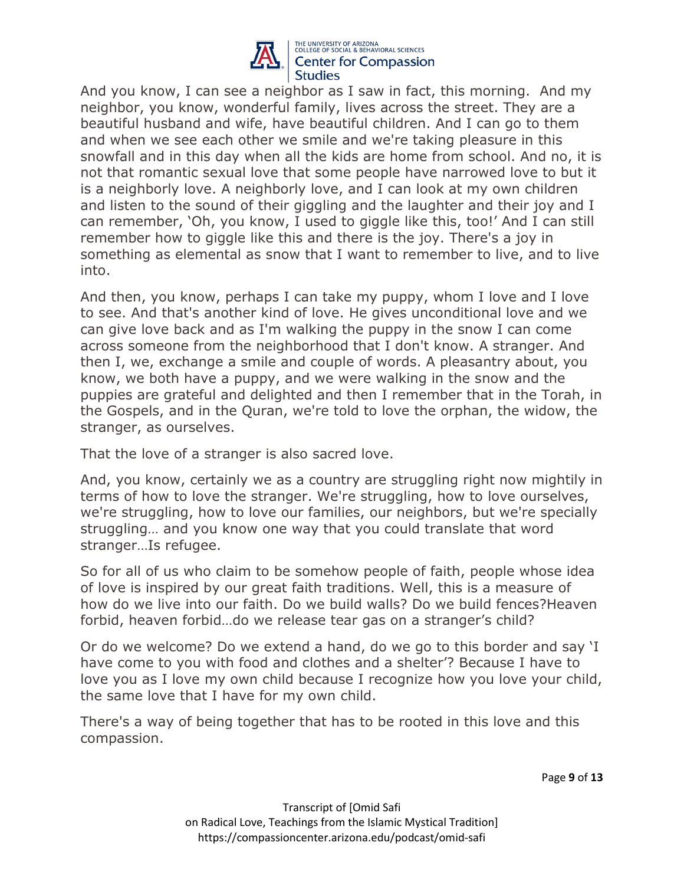And you know, I can see a neighbor as I saw in fact, this morning. And my neighbor, you know, wonderful family, lives across the street. They are a beautiful husband and wife, have beautiful children. And I can go to them and when we see each other we smile and we're taking pleasure in this snowfall and in this day when all the kids are home from school. And no, it is not that romantic sexual love that some people have narrowed love to but it is a neighborly love. A neighborly love, and I can look at my own children and listen to the sound of their giggling and the laughter and their joy and I can remember, 'Oh, you know, I used to giggle like this, too!' And I can still remember how to giggle like this and there is the joy. There's a joy in something as elemental as snow that I want to remember to live, and to live into.

And then, you know, perhaps I can take my puppy, whom I love and I love to see. And that's another kind of love. He gives unconditional love and we can give love back and as I'm walking the puppy in the snow I can come across someone from the neighborhood that I don't know. A stranger. And then I, we, exchange a smile and couple of words. A pleasantry about, you know, we both have a puppy, and we were walking in the snow and the puppies are grateful and delighted and then I remember that in the Torah, in the Gospels, and in the Quran, we're told to love the orphan, the widow, the stranger, as ourselves.

That the love of a stranger is also sacred love.

And, you know, certainly we as a country are struggling right now mightily in terms of how to love the stranger. We're struggling, how to love ourselves, we're struggling, how to love our families, our neighbors, but we're specially struggling… and you know one way that you could translate that word stranger…Is refugee.

So for all of us who claim to be somehow people of faith, people whose idea of love is inspired by our great faith traditions. Well, this is a measure of how do we live into our faith. Do we build walls? Do we build fences?Heaven forbid, heaven forbid…do we release tear gas on a stranger's child?

Or do we welcome? Do we extend a hand, do we go to this border and say 'I have come to you with food and clothes and a shelter'? Because I have to love you as I love my own child because I recognize how you love your child, the same love that I have for my own child.

There's a way of being together that has to be rooted in this love and this compassion.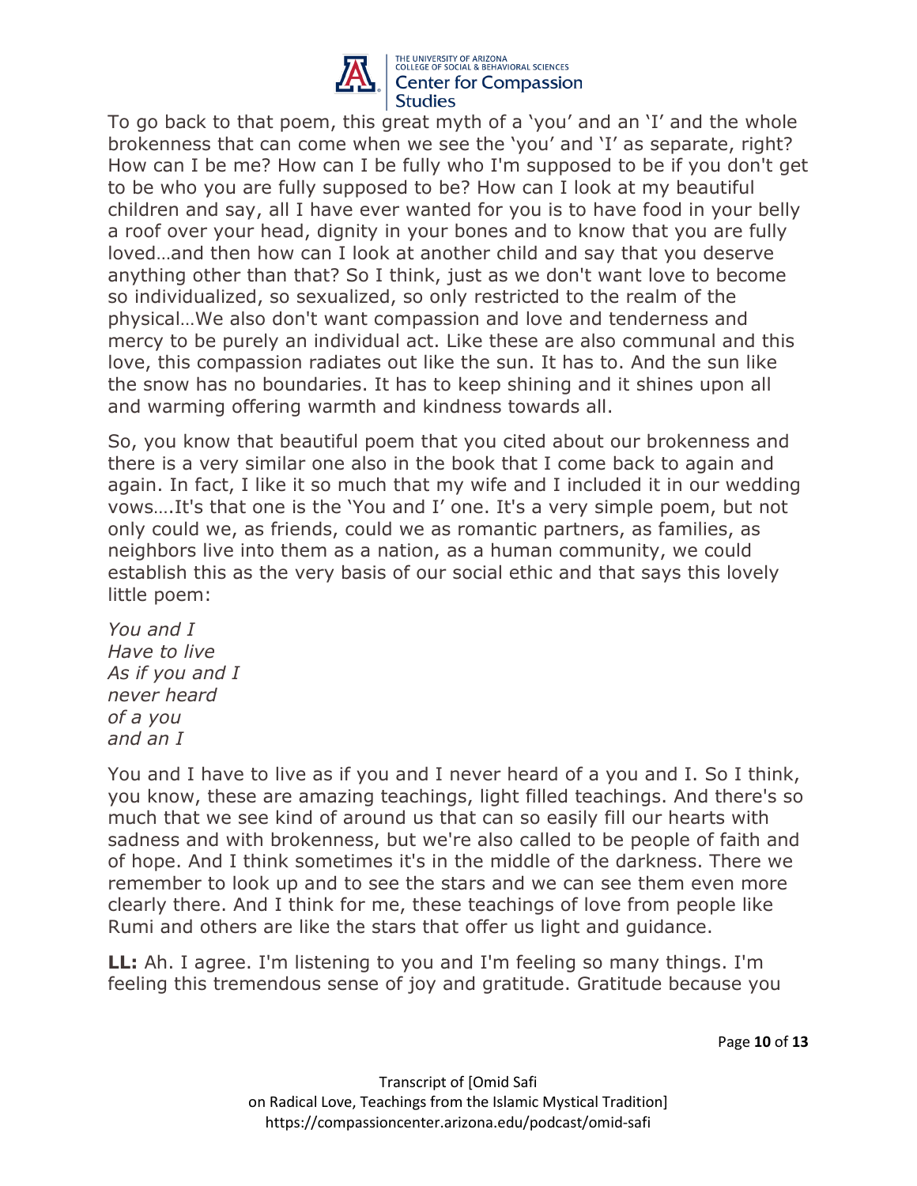To go back to that poem, this great myth of a 'you' and an 'I' and the whole brokenness that can come when we see the 'you' and 'I' as separate, right? How can I be me? How can I be fully who I'm supposed to be if you don't get to be who you are fully supposed to be? How can I look at my beautiful children and say, all I have ever wanted for you is to have food in your belly a roof over your head, dignity in your bones and to know that you are fully loved…and then how can I look at another child and say that you deserve anything other than that? So I think, just as we don't want love to become so individualized, so sexualized, so only restricted to the realm of the physical…We also don't want compassion and love and tenderness and mercy to be purely an individual act. Like these are also communal and this love, this compassion radiates out like the sun. It has to. And the sun like the snow has no boundaries. It has to keep shining and it shines upon all and warming offering warmth and kindness towards all.

So, you know that beautiful poem that you cited about our brokenness and there is a very similar one also in the book that I come back to again and again. In fact, I like it so much that my wife and I included it in our wedding vows….It's that one is the 'You and I' one. It's a very simple poem, but not only could we, as friends, could we as romantic partners, as families, as neighbors live into them as a nation, as a human community, we could establish this as the very basis of our social ethic and that says this lovely little poem:

*You and I*
*Have to live*
*As if you and I*
*never heard*
*of a you*
*and an I*

You and I have to live as if you and I never heard of a you and I. So I think, you know, these are amazing teachings, light filled teachings. And there's so much that we see kind of around us that can so easily fill our hearts with sadness and with brokenness, but we're also called to be people of faith and of hope. And I think sometimes it's in the middle of the darkness. There we remember to look up and to see the stars and we can see them even more clearly there. And I think for me, these teachings of love from people like Rumi and others are like the stars that offer us light and guidance.

**LL:** Ah. I agree. I'm listening to you and I'm feeling so many things. I'm feeling this tremendous sense of joy and gratitude. Gratitude because you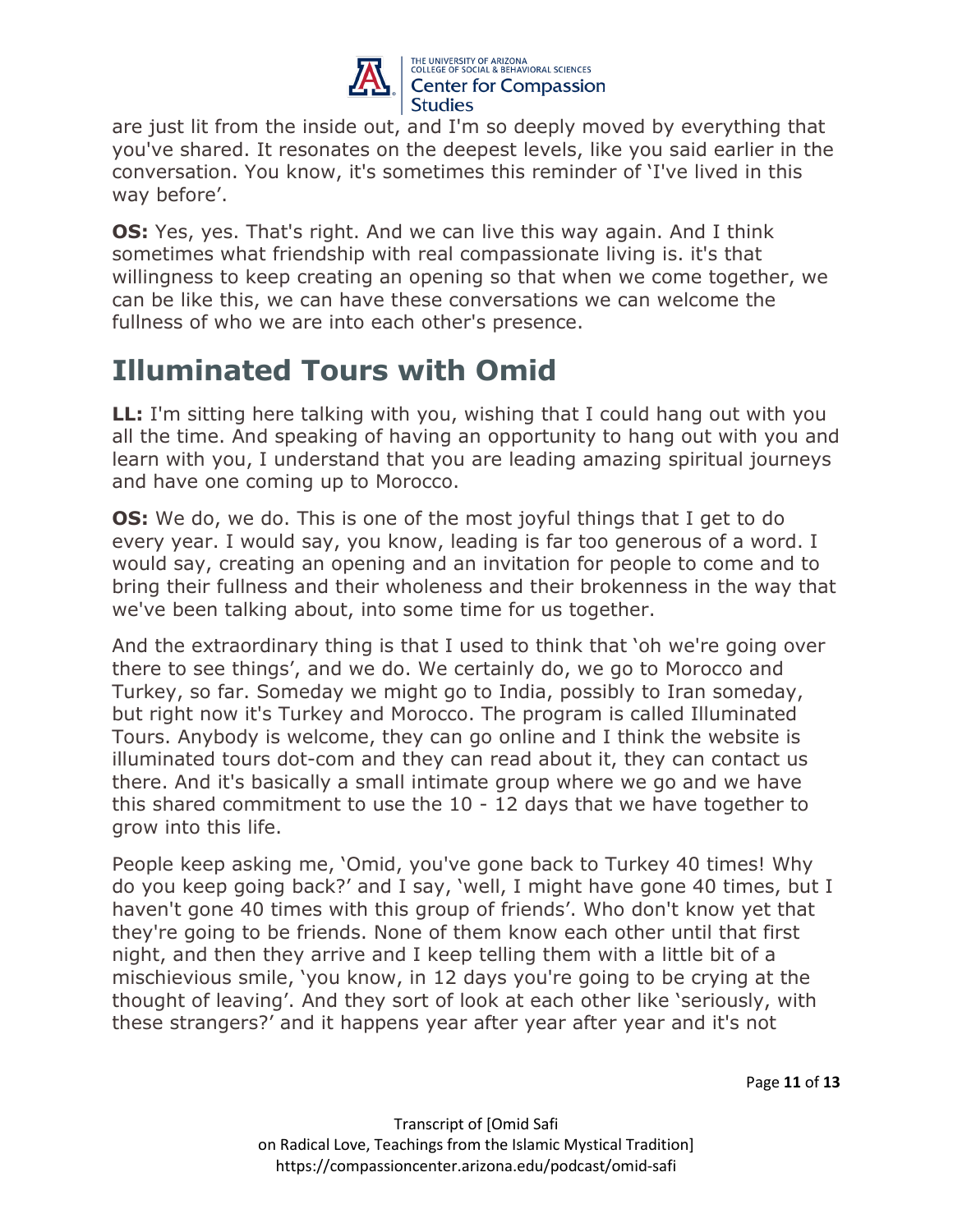are just lit from the inside out, and I'm so deeply moved by everything that you've shared. It resonates on the deepest levels, like you said earlier in the conversation. You know, it's sometimes this reminder of 'I've lived in this way before'.

**OS:** Yes, yes. That's right. And we can live this way again. And I think sometimes what friendship with real compassionate living is. it's that willingness to keep creating an opening so that when we come together, we can be like this, we can have these conversations we can welcome the fullness of who we are into each other's presence.

## Illuminated Tours with Omid

**LL:** I'm sitting here talking with you, wishing that I could hang out with you all the time. And speaking of having an opportunity to hang out with you and learn with you, I understand that you are leading amazing spiritual journeys and have one coming up to Morocco.

**OS:** We do, we do. This is one of the most joyful things that I get to do every year. I would say, you know, leading is far too generous of a word. I would say, creating an opening and an invitation for people to come and to bring their fullness and their wholeness and their brokenness in the way that we've been talking about, into some time for us together.

And the extraordinary thing is that I used to think that 'oh we're going over there to see things', and we do. We certainly do, we go to Morocco and Turkey, so far. Someday we might go to India, possibly to Iran someday, but right now it's Turkey and Morocco. The program is called Illuminated Tours. Anybody is welcome, they can go online and I think the website is illuminated tours dot-com and they can read about it, they can contact us there. And it's basically a small intimate group where we go and we have this shared commitment to use the 10 - 12 days that we have together to grow into this life.

People keep asking me, 'Omid, you've gone back to Turkey 40 times! Why do you keep going back?' and I say, 'well, I might have gone 40 times, but I haven't gone 40 times with this group of friends'. Who don't know yet that they're going to be friends. None of them know each other until that first night, and then they arrive and I keep telling them with a little bit of a mischievious smile, 'you know, in 12 days you're going to be crying at the thought of leaving'. And they sort of look at each other like 'seriously, with these strangers?' and it happens year after year after year and it's not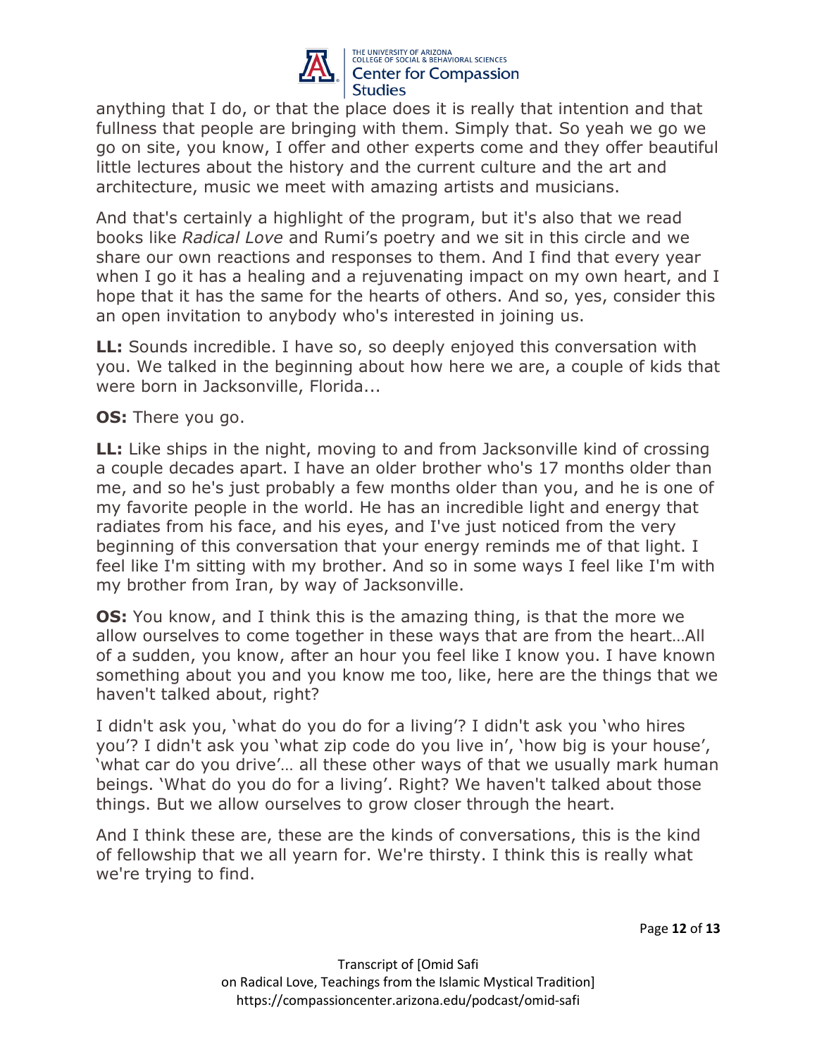anything that I do, or that the place does it is really that intention and that fullness that people are bringing with them. Simply that. So yeah we go we go on site, you know, I offer and other experts come and they offer beautiful little lectures about the history and the current culture and the art and architecture, music we meet with amazing artists and musicians.

And that's certainly a highlight of the program, but it's also that we read books like *Radical Love* and Rumi's poetry and we sit in this circle and we share our own reactions and responses to them. And I find that every year when I go it has a healing and a rejuvenating impact on my own heart, and I hope that it has the same for the hearts of others. And so, yes, consider this an open invitation to anybody who's interested in joining us.

**LL:** Sounds incredible. I have so, so deeply enjoyed this conversation with you. We talked in the beginning about how here we are, a couple of kids that were born in Jacksonville, Florida...

**OS:** There you go.

**LL:** Like ships in the night, moving to and from Jacksonville kind of crossing a couple decades apart. I have an older brother who's 17 months older than me, and so he's just probably a few months older than you, and he is one of my favorite people in the world. He has an incredible light and energy that radiates from his face, and his eyes, and I've just noticed from the very beginning of this conversation that your energy reminds me of that light. I feel like I'm sitting with my brother. And so in some ways I feel like I'm with my brother from Iran, by way of Jacksonville.

**OS:** You know, and I think this is the amazing thing, is that the more we allow ourselves to come together in these ways that are from the heart…All of a sudden, you know, after an hour you feel like I know you. I have known something about you and you know me too, like, here are the things that we haven't talked about, right?

I didn't ask you, 'what do you do for a living'? I didn't ask you 'who hires you'? I didn't ask you 'what zip code do you live in', 'how big is your house', 'what car do you drive'… all these other ways of that we usually mark human beings. 'What do you do for a living'. Right? We haven't talked about those things. But we allow ourselves to grow closer through the heart.

And I think these are, these are the kinds of conversations, this is the kind of fellowship that we all yearn for. We're thirsty. I think this is really what we're trying to find.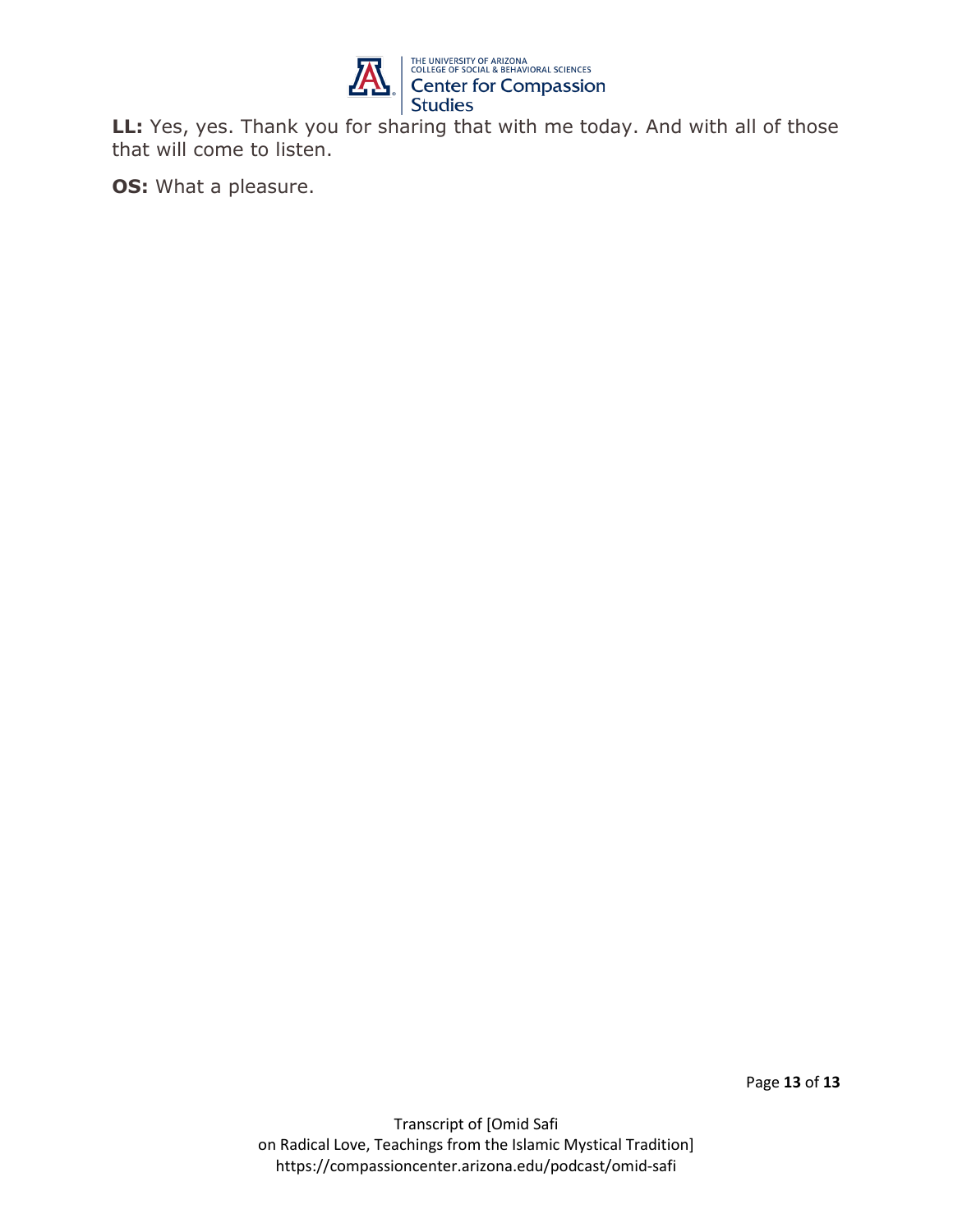**LL:** Yes, yes. Thank you for sharing that with me today. And with all of those that will come to listen.

**OS:** What a pleasure.